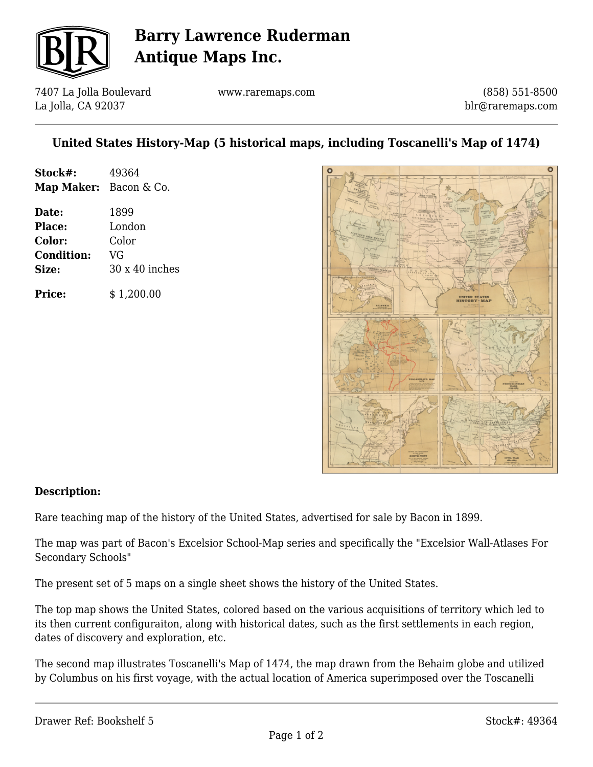# Barry Lawrence Ruderman Antique Maps Inc.

7407 La Jolla Boulevard
La Jolla, CA 92037

www.raremaps.com

(858) 551-8500
blr@raremaps.com

## United States History-Map (5 historical maps, including Toscanelli's Map of 1474)

| | |
|---|---|
| **Stock#:** | 49364 |
| **Map Maker:** | Bacon & Co. |
| **Date:** | 1899 |
| **Place:** | London |
| **Color:** | Color |
| **Condition:** | VG |
| **Size:** | 30 x 40 inches |
| **Price:** | $ 1,200.00 |

### Description:

Rare teaching map of the history of the United States, advertised for sale by Bacon in 1899.

The map was part of Bacon's Excelsior School-Map series and specifically the "Excelsior Wall-Atlases For Secondary Schools"

The present set of 5 maps on a single sheet shows the history of the United States.

The top map shows the United States, colored based on the various acquisitions of territory which led to its then current configuraiton, along with historical dates, such as the first settlements in each region, dates of discovery and exploration, etc.

The second map illustrates Toscanelli's Map of 1474, the map drawn from the Behaim globe and utilized by Columbus on his first voyage, with the actual location of America superimposed over the Toscanelli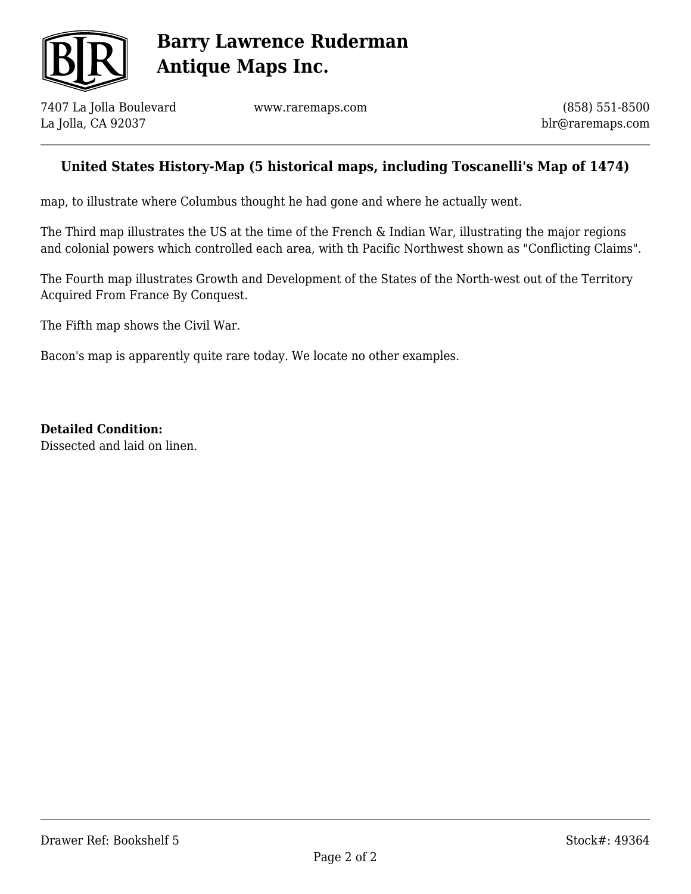map, to illustrate where Columbus thought he had gone and where he actually went.

The Third map illustrates the US at the time of the French & Indian War, illustrating the major regions and colonial powers which controlled each area, with th Pacific Northwest shown as "Conflicting Claims".

The Fourth map illustrates Growth and Development of the States of the North-west out of the Territory Acquired From France By Conquest.

The Fifth map shows the Civil War.

Bacon's map is apparently quite rare today. We locate no other examples.

**Detailed Condition:**
Dissected and laid on linen.